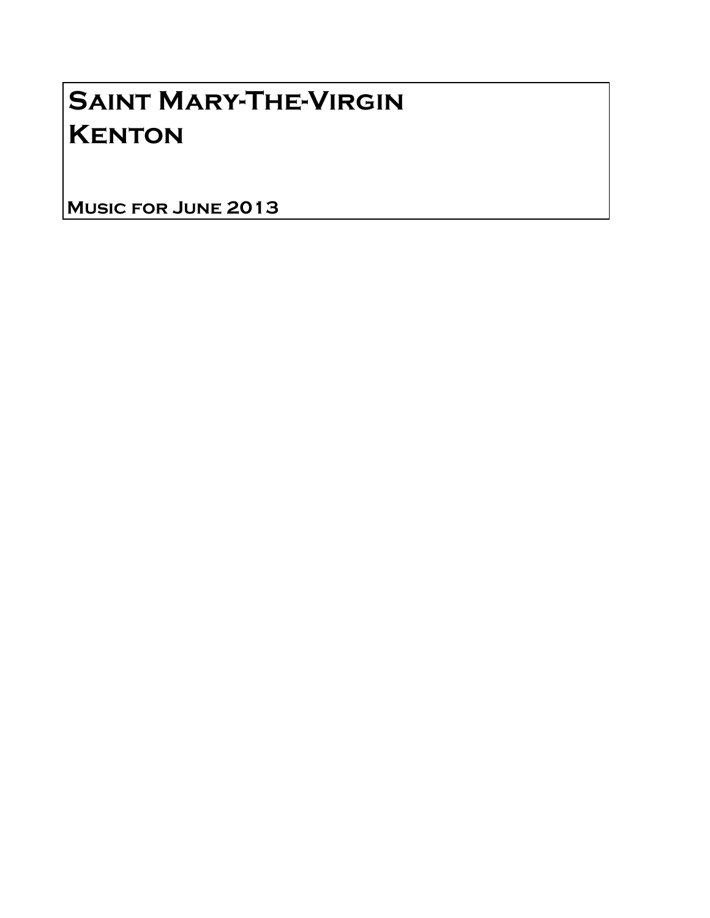# Saint Mary-The-Virgin
# Kenton

**Music for June 2013**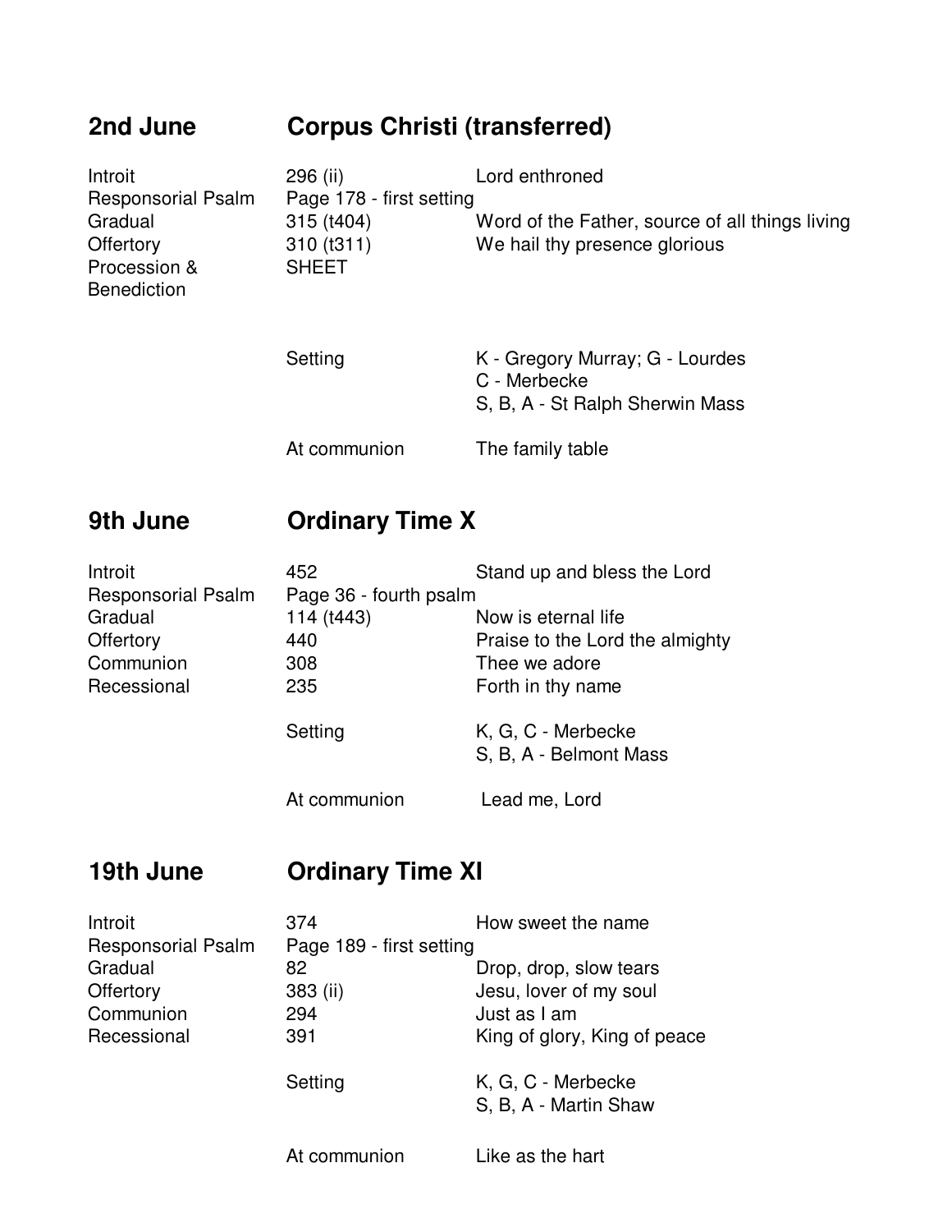## 2nd June — Corpus Christi (transferred)

| | | |
|---|---|---|
| Introit | 296 (ii) | Lord enthroned |
| Responsorial Psalm | Page 178 - first setting | |
| Gradual | 315 (t404) | Word of the Father, source of all things living |
| Offertory | 310 (t311) | We hail thy presence glorious |
| Procession & Benediction | SHEET | |
| | Setting | K - Gregory Murray; G - Lourdes<br>C - Merbecke<br>S, B, A - St Ralph Sherwin Mass |
| | At communion | The family table |

## 9th June — Ordinary Time X

| | | |
|---|---|---|
| Introit | 452 | Stand up and bless the Lord |
| Responsorial Psalm | Page 36 - fourth psalm | |
| Gradual | 114 (t443) | Now is eternal life |
| Offertory | 440 | Praise to the Lord the almighty |
| Communion | 308 | Thee we adore |
| Recessional | 235 | Forth in thy name |
| | Setting | K, G, C - Merbecke<br>S, B, A - Belmont Mass |
| | At communion | Lead me, Lord |

## 19th June — Ordinary Time XI

| | | |
|---|---|---|
| Introit | 374 | How sweet the name |
| Responsorial Psalm | Page 189 - first setting | |
| Gradual | 82 | Drop, drop, slow tears |
| Offertory | 383 (ii) | Jesu, lover of my soul |
| Communion | 294 | Just as I am |
| Recessional | 391 | King of glory, King of peace |
| | Setting | K, G, C - Merbecke<br>S, B, A - Martin Shaw |
| | At communion | Like as the hart |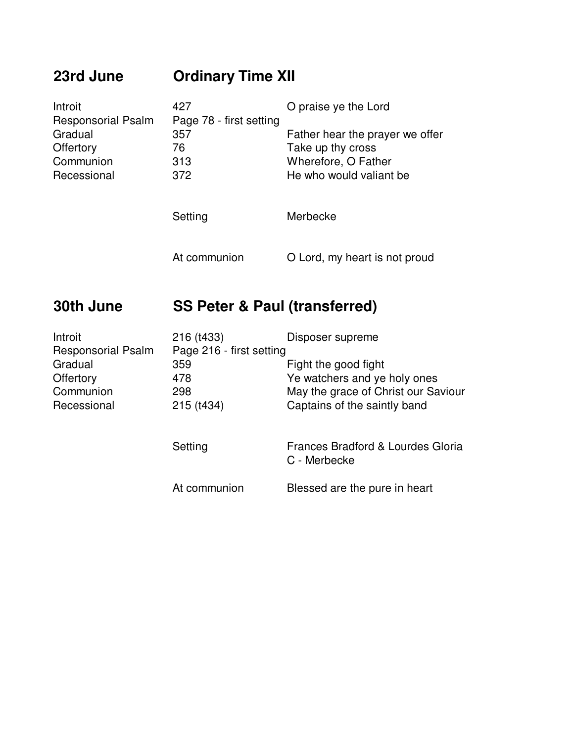## 23rd June — Ordinary Time XII

| | | |
|---|---|---|
| Introit | 427 | O praise ye the Lord |
| Responsorial Psalm | Page 78 - first setting | |
| Gradual | 357 | Father hear the prayer we offer |
| Offertory | 76 | Take up thy cross |
| Communion | 313 | Wherefore, O Father |
| Recessional | 372 | He who would valiant be |
| | Setting | Merbecke |
| | At communion | O Lord, my heart is not proud |

## 30th June — SS Peter & Paul (transferred)

| | | |
|---|---|---|
| Introit | 216 (t433) | Disposer supreme |
| Responsorial Psalm | Page 216 - first setting | |
| Gradual | 359 | Fight the good fight |
| Offertory | 478 | Ye watchers and ye holy ones |
| Communion | 298 | May the grace of Christ our Saviour |
| Recessional | 215 (t434) | Captains of the saintly band |
| | Setting | Frances Bradford & Lourdes Gloria<br>C - Merbecke |
| | At communion | Blessed are the pure in heart |